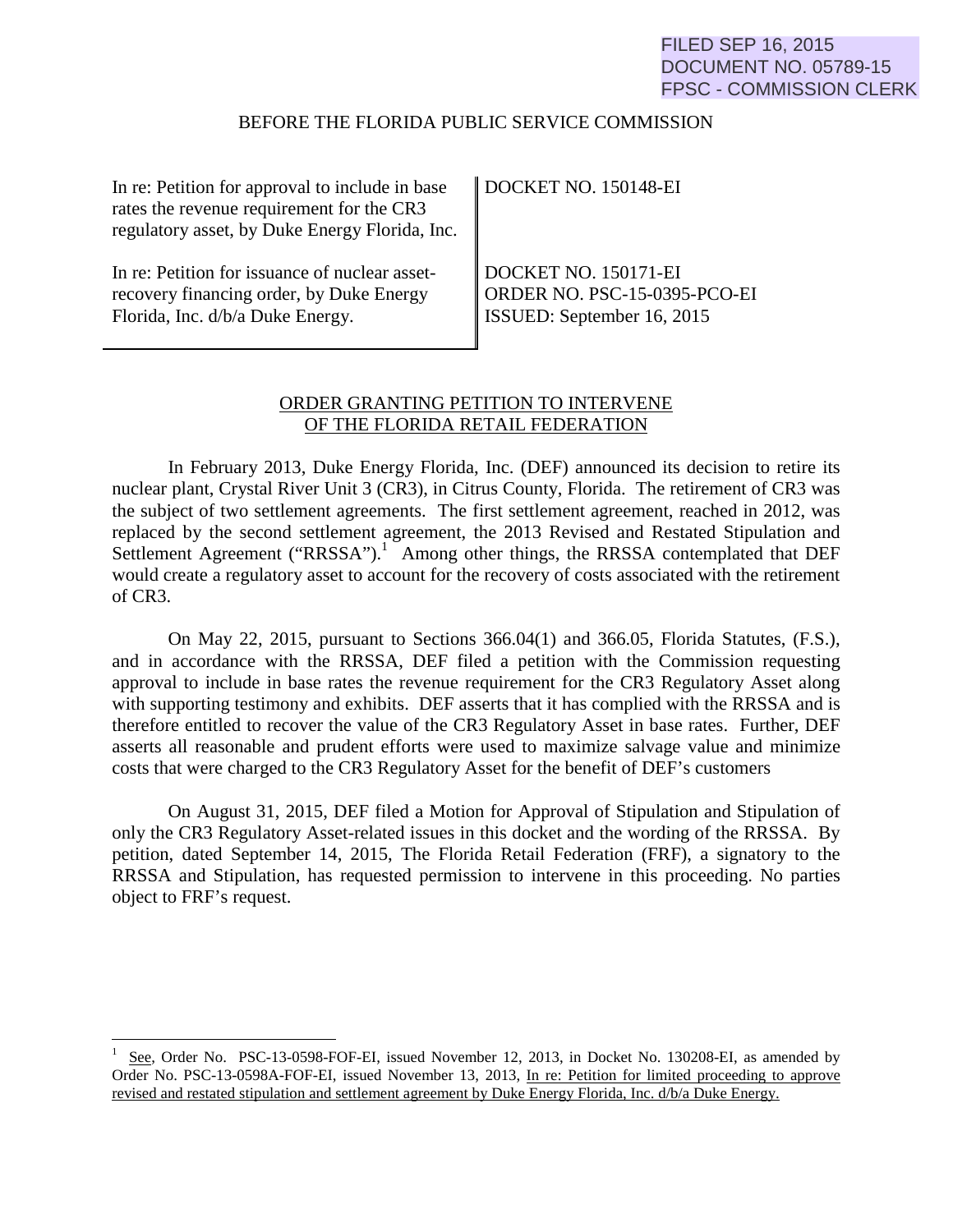FILED SEP 16, 2015
DOCUMENT NO. 05789-15
FPSC - COMMISSION CLERK

BEFORE THE FLORIDA PUBLIC SERVICE COMMISSION

| | |
|---|---|
| In re: Petition for approval to include in base rates the revenue requirement for the CR3 regulatory asset, by Duke Energy Florida, Inc. | DOCKET NO. 150148-EI |
| In re: Petition for issuance of nuclear asset-recovery financing order, by Duke Energy Florida, Inc. d/b/a Duke Energy. | DOCKET NO. 150171-EI<br>ORDER NO. PSC-15-0395-PCO-EI<br>ISSUED: September 16, 2015 |

ORDER GRANTING PETITION TO INTERVENE OF THE FLORIDA RETAIL FEDERATION

In February 2013, Duke Energy Florida, Inc. (DEF) announced its decision to retire its nuclear plant, Crystal River Unit 3 (CR3), in Citrus County, Florida. The retirement of CR3 was the subject of two settlement agreements. The first settlement agreement, reached in 2012, was replaced by the second settlement agreement, the 2013 Revised and Restated Stipulation and Settlement Agreement ("RRSSA").[1] Among other things, the RRSSA contemplated that DEF would create a regulatory asset to account for the recovery of costs associated with the retirement of CR3.

On May 22, 2015, pursuant to Sections 366.04(1) and 366.05, Florida Statutes, (F.S.), and in accordance with the RRSSA, DEF filed a petition with the Commission requesting approval to include in base rates the revenue requirement for the CR3 Regulatory Asset along with supporting testimony and exhibits. DEF asserts that it has complied with the RRSSA and is therefore entitled to recover the value of the CR3 Regulatory Asset in base rates. Further, DEF asserts all reasonable and prudent efforts were used to maximize salvage value and minimize costs that were charged to the CR3 Regulatory Asset for the benefit of DEF's customers

On August 31, 2015, DEF filed a Motion for Approval of Stipulation and Stipulation of only the CR3 Regulatory Asset-related issues in this docket and the wording of the RRSSA. By petition, dated September 14, 2015, The Florida Retail Federation (FRF), a signatory to the RRSSA and Stipulation, has requested permission to intervene in this proceeding. No parties object to FRF's request.

[1] See, Order No. PSC-13-0598-FOF-EI, issued November 12, 2013, in Docket No. 130208-EI, as amended by Order No. PSC-13-0598A-FOF-EI, issued November 13, 2013, In re: Petition for limited proceeding to approve revised and restated stipulation and settlement agreement by Duke Energy Florida, Inc. d/b/a Duke Energy.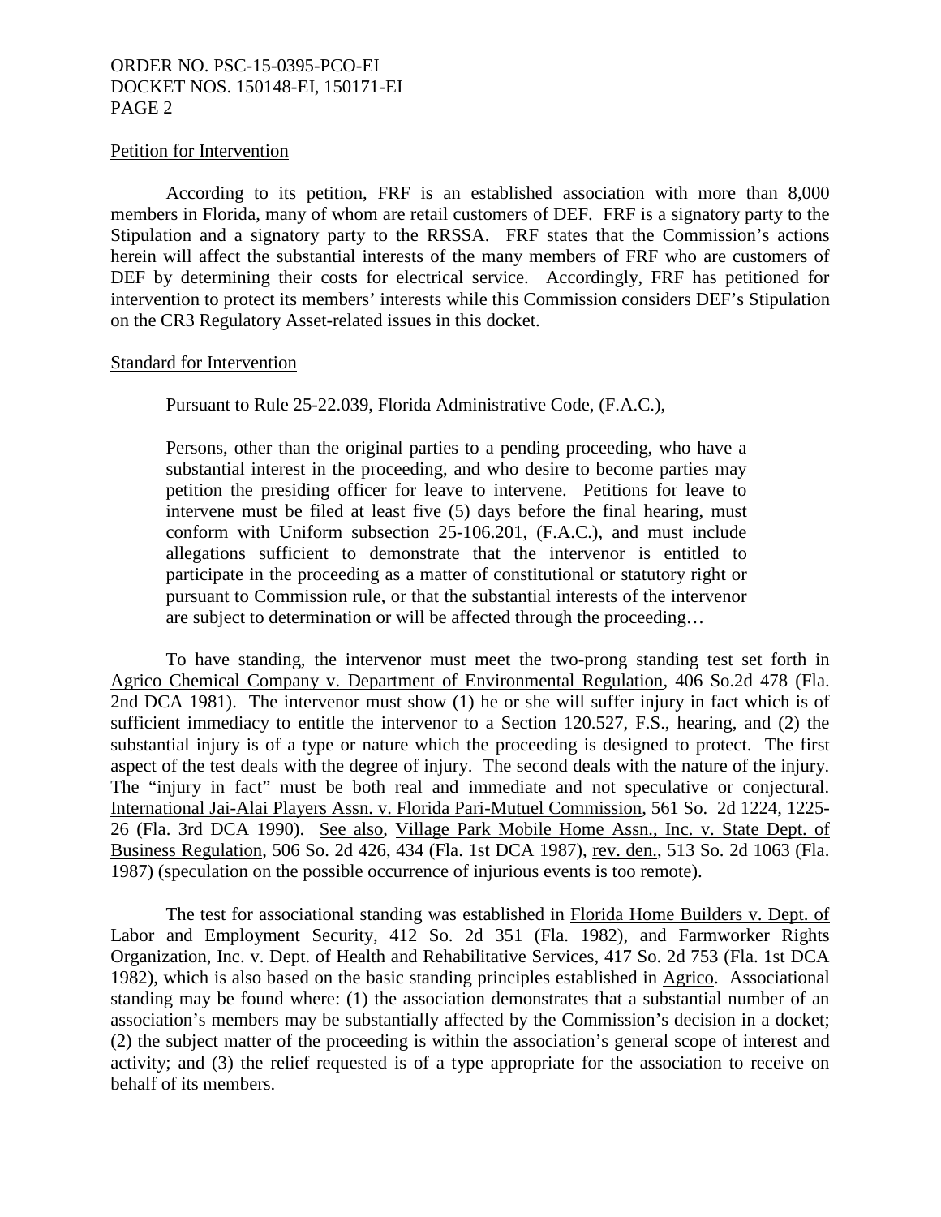Petition for Intervention

According to its petition, FRF is an established association with more than 8,000 members in Florida, many of whom are retail customers of DEF. FRF is a signatory party to the Stipulation and a signatory party to the RRSSA. FRF states that the Commission's actions herein will affect the substantial interests of the many members of FRF who are customers of DEF by determining their costs for electrical service. Accordingly, FRF has petitioned for intervention to protect its members' interests while this Commission considers DEF's Stipulation on the CR3 Regulatory Asset-related issues in this docket.

Standard for Intervention

Pursuant to Rule 25-22.039, Florida Administrative Code, (F.A.C.),

> Persons, other than the original parties to a pending proceeding, who have a substantial interest in the proceeding, and who desire to become parties may petition the presiding officer for leave to intervene. Petitions for leave to intervene must be filed at least five (5) days before the final hearing, must conform with Uniform subsection 25-106.201, (F.A.C.), and must include allegations sufficient to demonstrate that the intervenor is entitled to participate in the proceeding as a matter of constitutional or statutory right or pursuant to Commission rule, or that the substantial interests of the intervenor are subject to determination or will be affected through the proceeding…

To have standing, the intervenor must meet the two-prong standing test set forth in Agrico Chemical Company v. Department of Environmental Regulation, 406 So.2d 478 (Fla. 2nd DCA 1981). The intervenor must show (1) he or she will suffer injury in fact which is of sufficient immediacy to entitle the intervenor to a Section 120.527, F.S., hearing, and (2) the substantial injury is of a type or nature which the proceeding is designed to protect. The first aspect of the test deals with the degree of injury. The second deals with the nature of the injury. The "injury in fact" must be both real and immediate and not speculative or conjectural. International Jai-Alai Players Assn. v. Florida Pari-Mutuel Commission, 561 So. 2d 1224, 1225-26 (Fla. 3rd DCA 1990). See also, Village Park Mobile Home Assn., Inc. v. State Dept. of Business Regulation, 506 So. 2d 426, 434 (Fla. 1st DCA 1987), rev. den., 513 So. 2d 1063 (Fla. 1987) (speculation on the possible occurrence of injurious events is too remote).

The test for associational standing was established in Florida Home Builders v. Dept. of Labor and Employment Security, 412 So. 2d 351 (Fla. 1982), and Farmworker Rights Organization, Inc. v. Dept. of Health and Rehabilitative Services, 417 So. 2d 753 (Fla. 1st DCA 1982), which is also based on the basic standing principles established in Agrico. Associational standing may be found where: (1) the association demonstrates that a substantial number of an association's members may be substantially affected by the Commission's decision in a docket; (2) the subject matter of the proceeding is within the association's general scope of interest and activity; and (3) the relief requested is of a type appropriate for the association to receive on behalf of its members.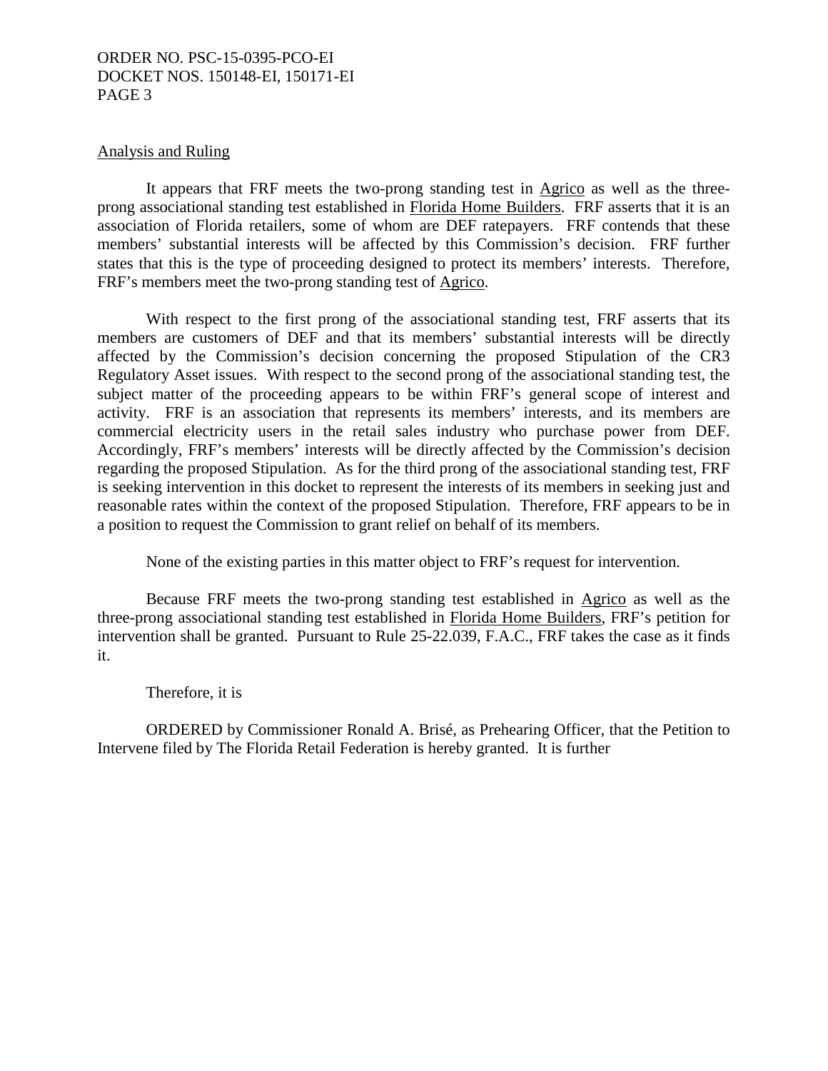Analysis and Ruling

It appears that FRF meets the two-prong standing test in Agrico as well as the three-prong associational standing test established in Florida Home Builders. FRF asserts that it is an association of Florida retailers, some of whom are DEF ratepayers. FRF contends that these members' substantial interests will be affected by this Commission's decision. FRF further states that this is the type of proceeding designed to protect its members' interests. Therefore, FRF's members meet the two-prong standing test of Agrico.

With respect to the first prong of the associational standing test, FRF asserts that its members are customers of DEF and that its members' substantial interests will be directly affected by the Commission's decision concerning the proposed Stipulation of the CR3 Regulatory Asset issues. With respect to the second prong of the associational standing test, the subject matter of the proceeding appears to be within FRF's general scope of interest and activity. FRF is an association that represents its members' interests, and its members are commercial electricity users in the retail sales industry who purchase power from DEF. Accordingly, FRF's members' interests will be directly affected by the Commission's decision regarding the proposed Stipulation. As for the third prong of the associational standing test, FRF is seeking intervention in this docket to represent the interests of its members in seeking just and reasonable rates within the context of the proposed Stipulation. Therefore, FRF appears to be in a position to request the Commission to grant relief on behalf of its members.

None of the existing parties in this matter object to FRF's request for intervention.

Because FRF meets the two-prong standing test established in Agrico as well as the three-prong associational standing test established in Florida Home Builders, FRF's petition for intervention shall be granted. Pursuant to Rule 25-22.039, F.A.C., FRF takes the case as it finds it.

Therefore, it is

ORDERED by Commissioner Ronald A. Brisé, as Prehearing Officer, that the Petition to Intervene filed by The Florida Retail Federation is hereby granted. It is further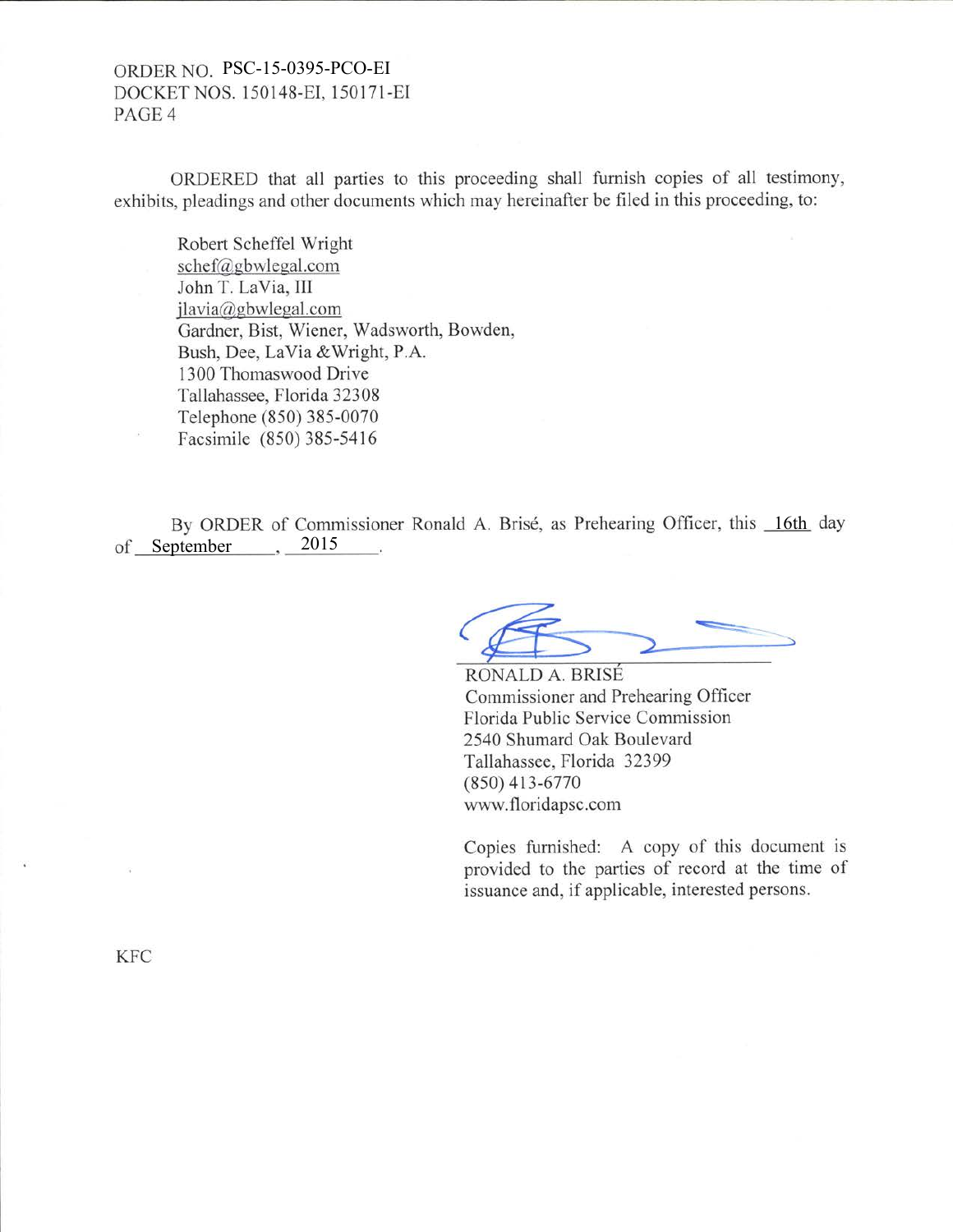ORDERED that all parties to this proceeding shall furnish copies of all testimony, exhibits, pleadings and other documents which may hereinafter be filed in this proceeding, to:

Robert Scheffel Wright  
schef@gbwlegal.com  
John T. LaVia, III  
jlavia@gbwlegal.com  
Gardner, Bist, Wiener, Wadsworth, Bowden, Bush, Dee, LaVia &Wright, P.A.  
1300 Thomaswood Drive  
Tallahassee, Florida 32308  
Telephone (850) 385-0070  
Facsimile (850) 385-5416

By ORDER of Commissioner Ronald A. Brisé, as Prehearing Officer, this 16th day of September, 2015.

RONALD A. BRISÉ  
Commissioner and Prehearing Officer  
Florida Public Service Commission  
2540 Shumard Oak Boulevard  
Tallahassee, Florida 32399  
(850) 413-6770  
www.floridapsc.com

Copies furnished: A copy of this document is provided to the parties of record at the time of issuance and, if applicable, interested persons.

KFC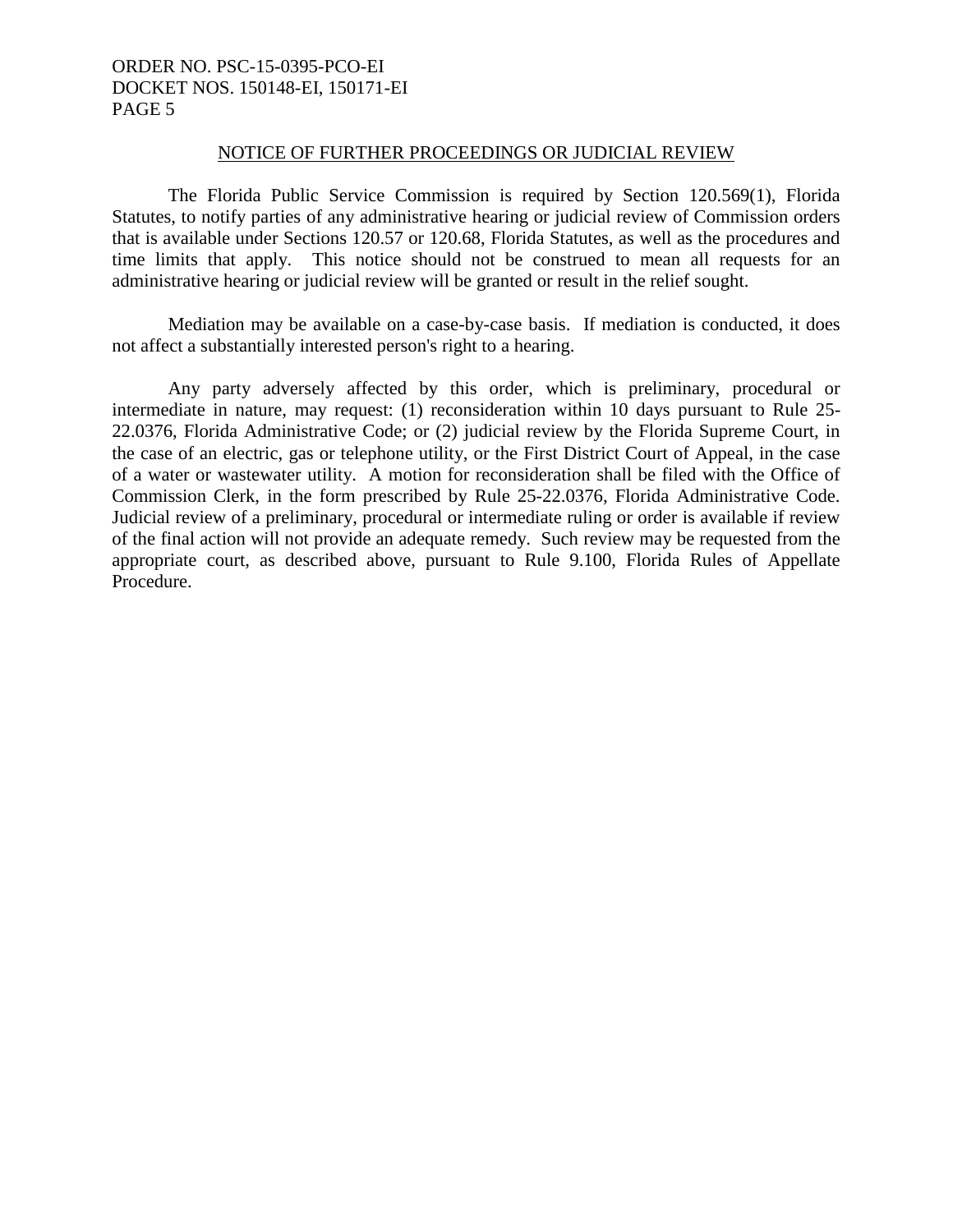## NOTICE OF FURTHER PROCEEDINGS OR JUDICIAL REVIEW

The Florida Public Service Commission is required by Section 120.569(1), Florida Statutes, to notify parties of any administrative hearing or judicial review of Commission orders that is available under Sections 120.57 or 120.68, Florida Statutes, as well as the procedures and time limits that apply. This notice should not be construed to mean all requests for an administrative hearing or judicial review will be granted or result in the relief sought.

Mediation may be available on a case-by-case basis. If mediation is conducted, it does not affect a substantially interested person's right to a hearing.

Any party adversely affected by this order, which is preliminary, procedural or intermediate in nature, may request: (1) reconsideration within 10 days pursuant to Rule 25-22.0376, Florida Administrative Code; or (2) judicial review by the Florida Supreme Court, in the case of an electric, gas or telephone utility, or the First District Court of Appeal, in the case of a water or wastewater utility. A motion for reconsideration shall be filed with the Office of Commission Clerk, in the form prescribed by Rule 25-22.0376, Florida Administrative Code. Judicial review of a preliminary, procedural or intermediate ruling or order is available if review of the final action will not provide an adequate remedy. Such review may be requested from the appropriate court, as described above, pursuant to Rule 9.100, Florida Rules of Appellate Procedure.